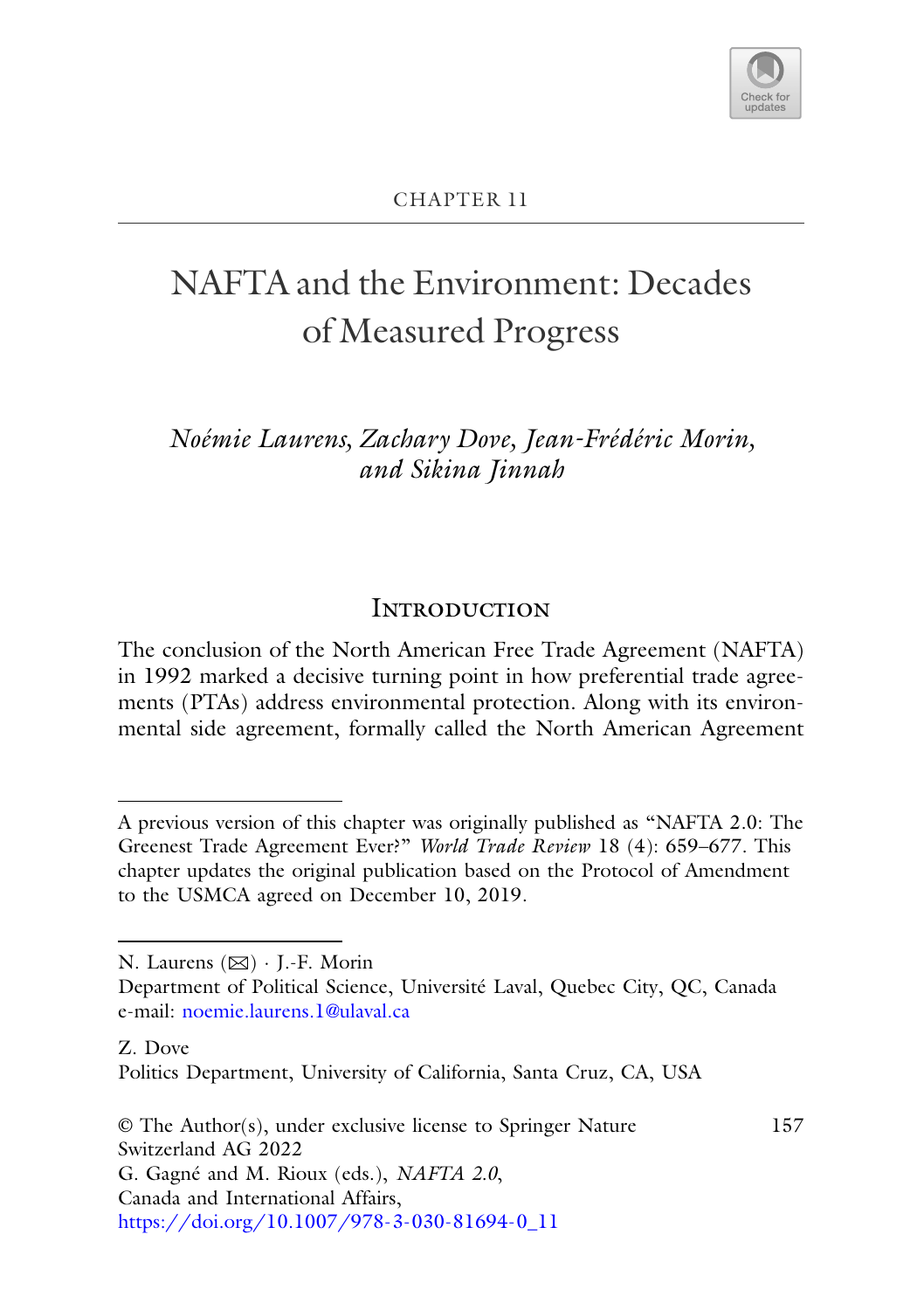CHAPTER 11

# NAFTA and the Environment: Decades of Measured Progress

*Noémie Laurens, Zachary Dove, Jean-Frédéric Morin, and Sikina Jinnah*

## Introduction

The conclusion of the North American Free Trade Agreement (NAFTA) in 1992 marked a decisive turning point in how preferential trade agreements (PTAs) address environmental protection. Along with its environmental side agreement, formally called the North American Agreement

---

A previous version of this chapter was originally published as "NAFTA 2.0: The Greenest Trade Agreement Ever?" *World Trade Review* 18 (4): 659–677. This chapter updates the original publication based on the Protocol of Amendment to the USMCA agreed on December 10, 2019.

N. Laurens (✉) · J.-F. Morin
Department of Political Science, Université Laval, Quebec City, QC, Canada
e-mail: noemie.laurens.1@ulaval.ca

Z. Dove
Politics Department, University of California, Santa Cruz, CA, USA

© The Author(s), under exclusive license to Springer Nature Switzerland AG 2022
G. Gagné and M. Rioux (eds.), *NAFTA 2.0*, Canada and International Affairs,
https://doi.org/10.1007/978-3-030-81694-0_11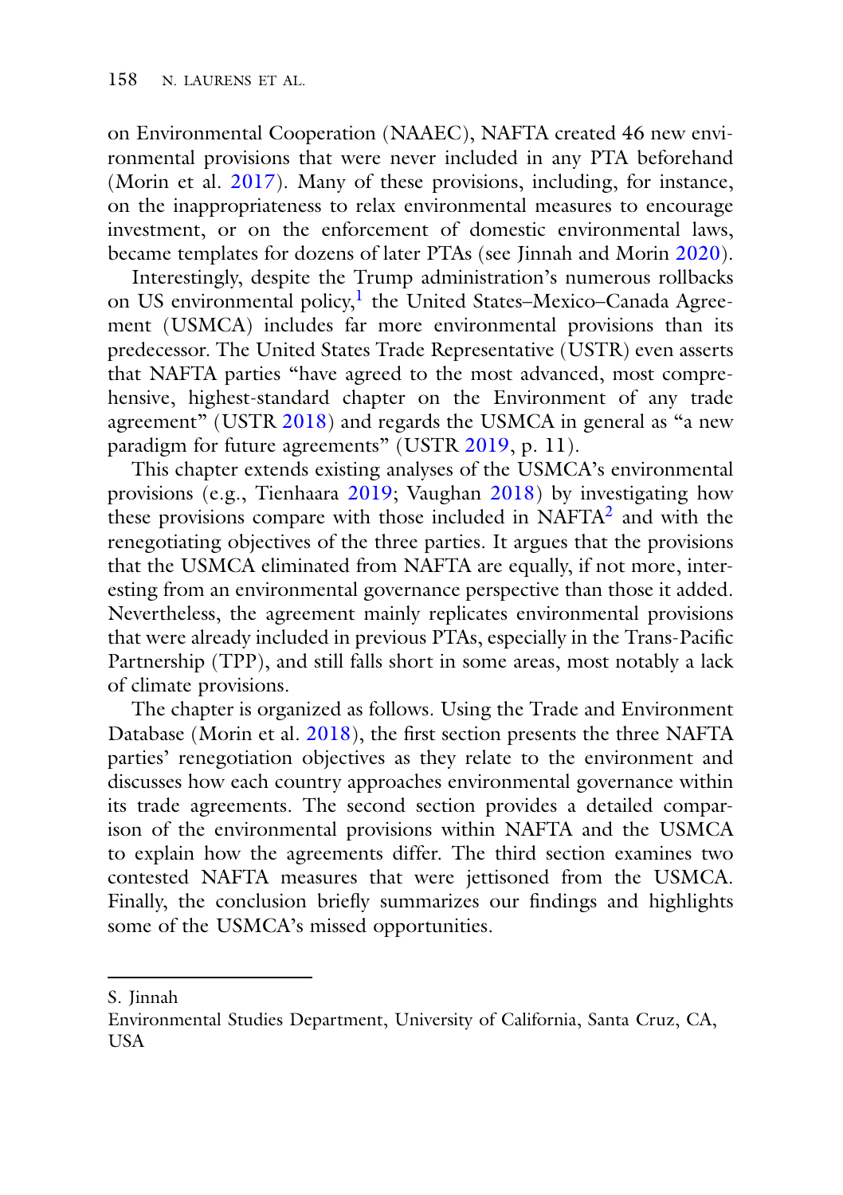on Environmental Cooperation (NAAEC), NAFTA created 46 new environmental provisions that were never included in any PTA beforehand (Morin et al. 2017). Many of these provisions, including, for instance, on the inappropriateness to relax environmental measures to encourage investment, or on the enforcement of domestic environmental laws, became templates for dozens of later PTAs (see Jinnah and Morin 2020).

Interestingly, despite the Trump administration's numerous rollbacks on US environmental policy,[1] the United States–Mexico–Canada Agreement (USMCA) includes far more environmental provisions than its predecessor. The United States Trade Representative (USTR) even asserts that NAFTA parties "have agreed to the most advanced, most comprehensive, highest-standard chapter on the Environment of any trade agreement" (USTR 2018) and regards the USMCA in general as "a new paradigm for future agreements" (USTR 2019, p. 11).

This chapter extends existing analyses of the USMCA's environmental provisions (e.g., Tienhaara 2019; Vaughan 2018) by investigating how these provisions compare with those included in NAFTA[2] and with the renegotiating objectives of the three parties. It argues that the provisions that the USMCA eliminated from NAFTA are equally, if not more, interesting from an environmental governance perspective than those it added. Nevertheless, the agreement mainly replicates environmental provisions that were already included in previous PTAs, especially in the Trans-Pacific Partnership (TPP), and still falls short in some areas, most notably a lack of climate provisions.

The chapter is organized as follows. Using the Trade and Environment Database (Morin et al. 2018), the first section presents the three NAFTA parties' renegotiation objectives as they relate to the environment and discusses how each country approaches environmental governance within its trade agreements. The second section provides a detailed comparison of the environmental provisions within NAFTA and the USMCA to explain how the agreements differ. The third section examines two contested NAFTA measures that were jettisoned from the USMCA. Finally, the conclusion briefly summarizes our findings and highlights some of the USMCA's missed opportunities.

---

S. Jinnah
Environmental Studies Department, University of California, Santa Cruz, CA, USA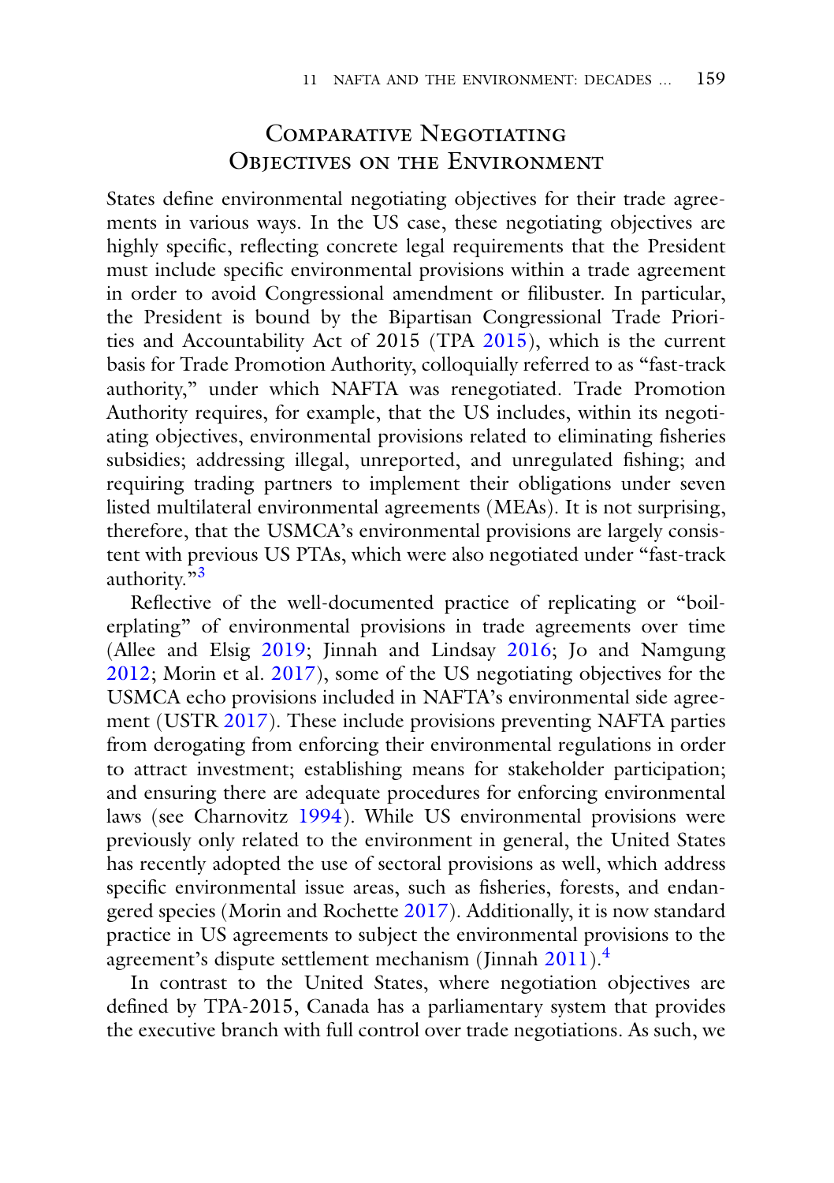## Comparative Negotiating Objectives on the Environment

States define environmental negotiating objectives for their trade agreements in various ways. In the US case, these negotiating objectives are highly specific, reflecting concrete legal requirements that the President must include specific environmental provisions within a trade agreement in order to avoid Congressional amendment or filibuster. In particular, the President is bound by the Bipartisan Congressional Trade Priorities and Accountability Act of 2015 (TPA 2015), which is the current basis for Trade Promotion Authority, colloquially referred to as "fast-track authority," under which NAFTA was renegotiated. Trade Promotion Authority requires, for example, that the US includes, within its negotiating objectives, environmental provisions related to eliminating fisheries subsidies; addressing illegal, unreported, and unregulated fishing; and requiring trading partners to implement their obligations under seven listed multilateral environmental agreements (MEAs). It is not surprising, therefore, that the USMCA's environmental provisions are largely consistent with previous US PTAs, which were also negotiated under "fast-track authority."[3]

Reflective of the well-documented practice of replicating or "boilerplating" of environmental provisions in trade agreements over time (Allee and Elsig 2019; Jinnah and Lindsay 2016; Jo and Namgung 2012; Morin et al. 2017), some of the US negotiating objectives for the USMCA echo provisions included in NAFTA's environmental side agreement (USTR 2017). These include provisions preventing NAFTA parties from derogating from enforcing their environmental regulations in order to attract investment; establishing means for stakeholder participation; and ensuring there are adequate procedures for enforcing environmental laws (see Charnovitz 1994). While US environmental provisions were previously only related to the environment in general, the United States has recently adopted the use of sectoral provisions as well, which address specific environmental issue areas, such as fisheries, forests, and endangered species (Morin and Rochette 2017). Additionally, it is now standard practice in US agreements to subject the environmental provisions to the agreement's dispute settlement mechanism (Jinnah 2011).[4]

In contrast to the United States, where negotiation objectives are defined by TPA-2015, Canada has a parliamentary system that provides the executive branch with full control over trade negotiations. As such, we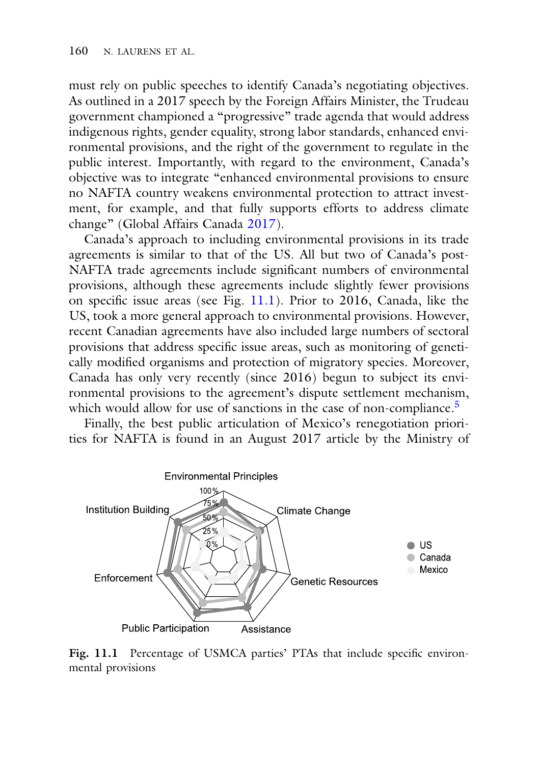must rely on public speeches to identify Canada's negotiating objectives. As outlined in a 2017 speech by the Foreign Affairs Minister, the Trudeau government championed a "progressive" trade agenda that would address indigenous rights, gender equality, strong labor standards, enhanced environmental provisions, and the right of the government to regulate in the public interest. Importantly, with regard to the environment, Canada's objective was to integrate "enhanced environmental provisions to ensure no NAFTA country weakens environmental protection to attract investment, for example, and that fully supports efforts to address climate change" (Global Affairs Canada 2017).

Canada's approach to including environmental provisions in its trade agreements is similar to that of the US. All but two of Canada's post-NAFTA trade agreements include significant numbers of environmental provisions, although these agreements include slightly fewer provisions on specific issue areas (see Fig. 11.1). Prior to 2016, Canada, like the US, took a more general approach to environmental provisions. However, recent Canadian agreements have also included large numbers of sectoral provisions that address specific issue areas, such as monitoring of genetically modified organisms and protection of migratory species. Moreover, Canada has only very recently (since 2016) begun to subject its environmental provisions to the agreement's dispute settlement mechanism, which would allow for use of sanctions in the case of non-compliance.[5]

Finally, the best public articulation of Mexico's renegotiation priorities for NAFTA is found in an August 2017 article by the Ministry of

**Fig. 11.1** Percentage of USMCA parties' PTAs that include specific environmental provisions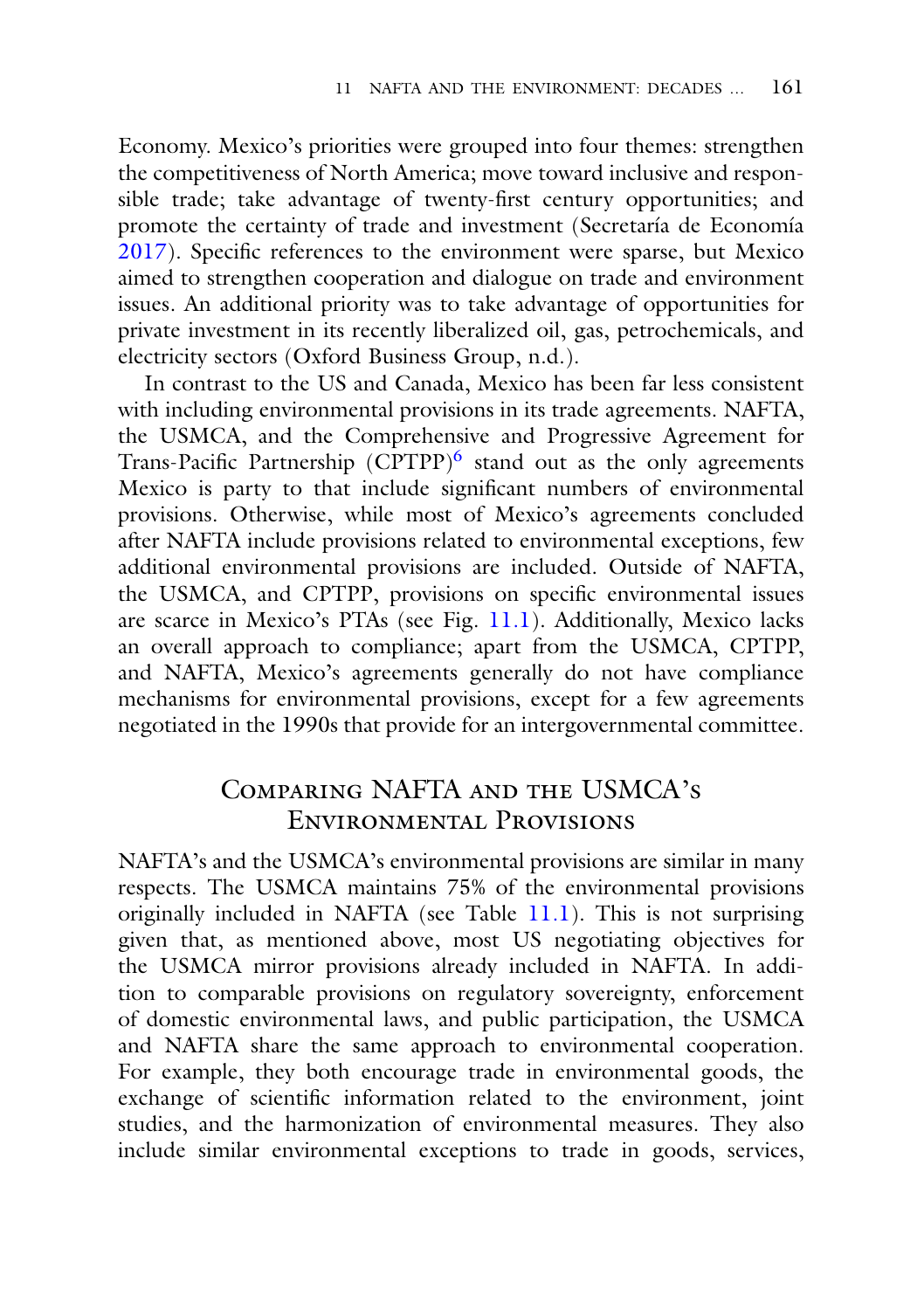Economy. Mexico's priorities were grouped into four themes: strengthen the competitiveness of North America; move toward inclusive and responsible trade; take advantage of twenty-first century opportunities; and promote the certainty of trade and investment (Secretaría de Economía 2017). Specific references to the environment were sparse, but Mexico aimed to strengthen cooperation and dialogue on trade and environment issues. An additional priority was to take advantage of opportunities for private investment in its recently liberalized oil, gas, petrochemicals, and electricity sectors (Oxford Business Group, n.d.).

In contrast to the US and Canada, Mexico has been far less consistent with including environmental provisions in its trade agreements. NAFTA, the USMCA, and the Comprehensive and Progressive Agreement for Trans-Pacific Partnership (CPTPP)[6] stand out as the only agreements Mexico is party to that include significant numbers of environmental provisions. Otherwise, while most of Mexico's agreements concluded after NAFTA include provisions related to environmental exceptions, few additional environmental provisions are included. Outside of NAFTA, the USMCA, and CPTPP, provisions on specific environmental issues are scarce in Mexico's PTAs (see Fig. 11.1). Additionally, Mexico lacks an overall approach to compliance; apart from the USMCA, CPTPP, and NAFTA, Mexico's agreements generally do not have compliance mechanisms for environmental provisions, except for a few agreements negotiated in the 1990s that provide for an intergovernmental committee.

## Comparing NAFTA and the USMCA's Environmental Provisions

NAFTA's and the USMCA's environmental provisions are similar in many respects. The USMCA maintains 75% of the environmental provisions originally included in NAFTA (see Table 11.1). This is not surprising given that, as mentioned above, most US negotiating objectives for the USMCA mirror provisions already included in NAFTA. In addition to comparable provisions on regulatory sovereignty, enforcement of domestic environmental laws, and public participation, the USMCA and NAFTA share the same approach to environmental cooperation. For example, they both encourage trade in environmental goods, the exchange of scientific information related to the environment, joint studies, and the harmonization of environmental measures. They also include similar environmental exceptions to trade in goods, services,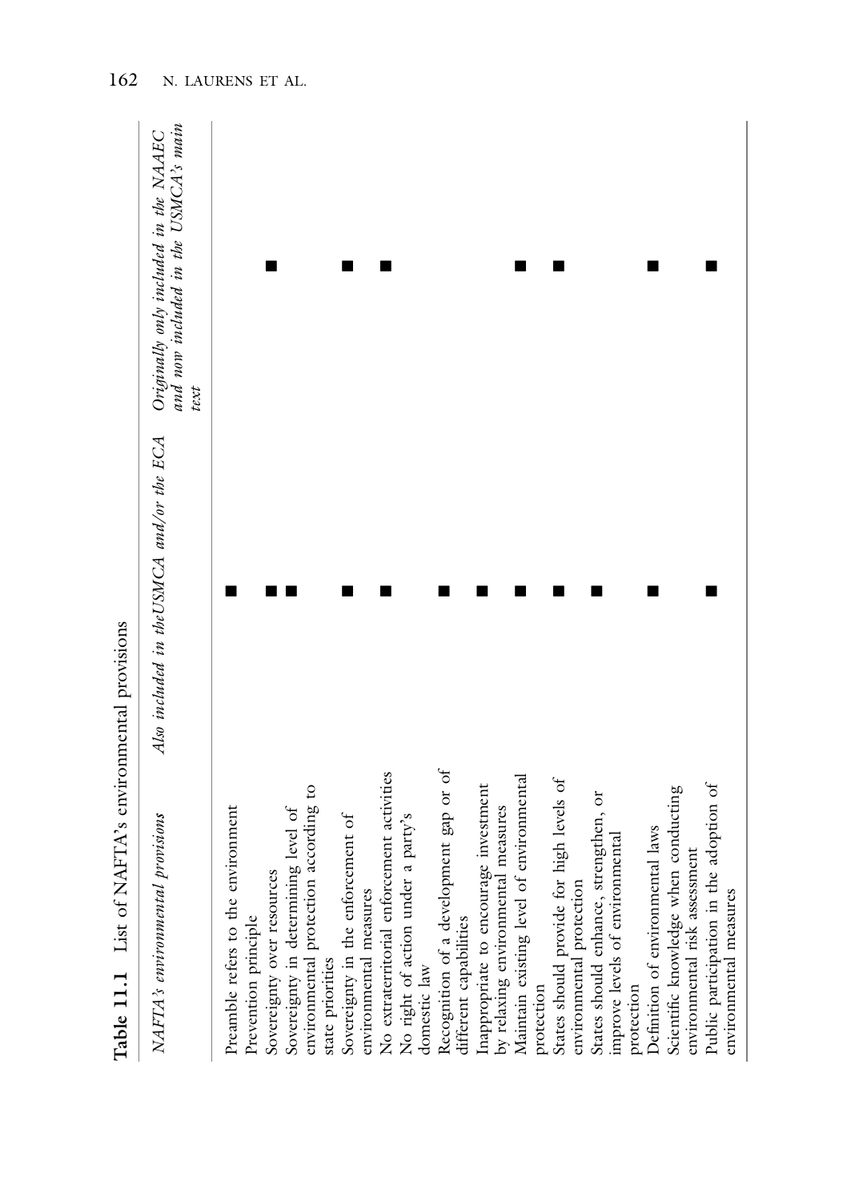**Table 11.1** List of NAFTA's environmental provisions

| *NAFTA's environmental provisions* | *Also included in the USMCA and/or the ECA* | *Originally only included in the NAAEC and now included in the USMCA's main text* |
|---|---|---|
| Preamble refers to the environment | ■ | |
| Prevention principle | | |
| Sovereignty over resources | ■ | ■ |
| Sovereignty in determining level of environmental protection according to state priorities | ■ | |
| Sovereignty in the enforcement of environmental measures | ■ | ■ |
| No extraterritorial enforcement activities | ■ | ■ |
| No right of action under a party's domestic law | | |
| Recognition of a development gap or of different capabilities | ■ | |
| Inappropriate to encourage investment by relaxing environmental measures | ■ | |
| Maintain existing level of environmental protection | ■ | ■ |
| States should provide for high levels of environmental protection | ■ | ■ |
| States should enhance, strengthen, or improve levels of environmental protection | ■ | |
| Definition of environmental laws | ■ | ■ |
| Scientific knowledge when conducting environmental risk assessment | | |
| Public participation in the adoption of environmental measures | ■ | ■ |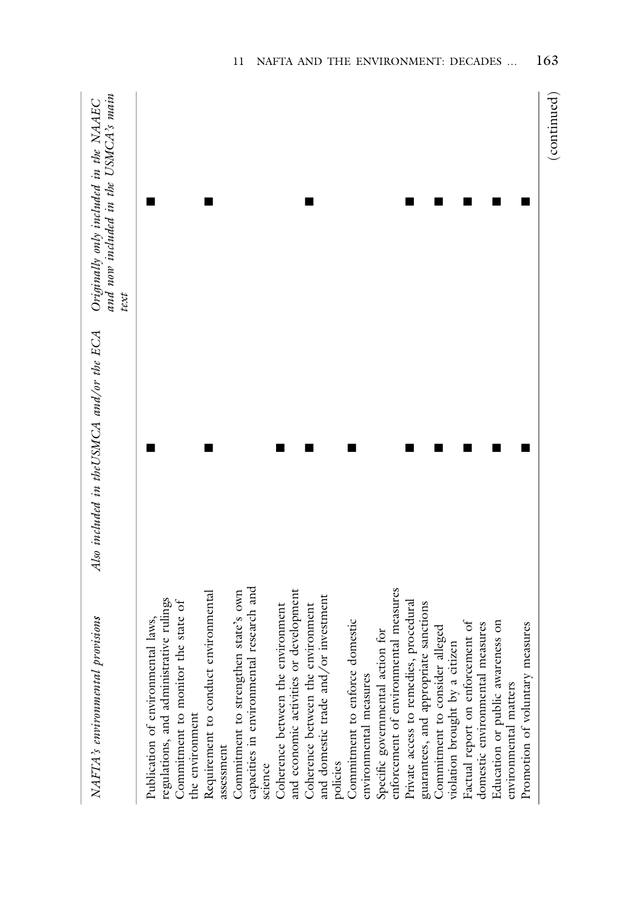| NAFTA's environmental provisions | Also included in the USMCA and/or the ECA | Originally only included in the NAAEC and now included in the USMCA's main text |
|---|---|---|
| Publication of environmental laws, regulations, and administrative rulings | ■ | ■ |
| Commitment to monitor the state of the environment | | |
| Requirement to conduct environmental assessment | ■ | ■ |
| Commitment to strengthen state's own capacities in environmental research and science | | |
| Coherence between the environment and economic activities or development | ■ | |
| Coherence between the environment and domestic trade and/or investment policies | ■ | ■ |
| Commitment to enforce domestic environmental measures | ■ | |
| Specific governmental action for enforcement of environmental measures | | |
| Private access to remedies, procedural guarantees, and appropriate sanctions | ■ | ■ |
| Commitment to consider alleged violation brought by a citizen | ■ | ■ |
| Factual report on enforcement of domestic environmental measures | ■ | ■ |
| Education or public awareness on environmental matters | ■ | ■ |
| Promotion of voluntary measures | ■ | ■ |

(continued)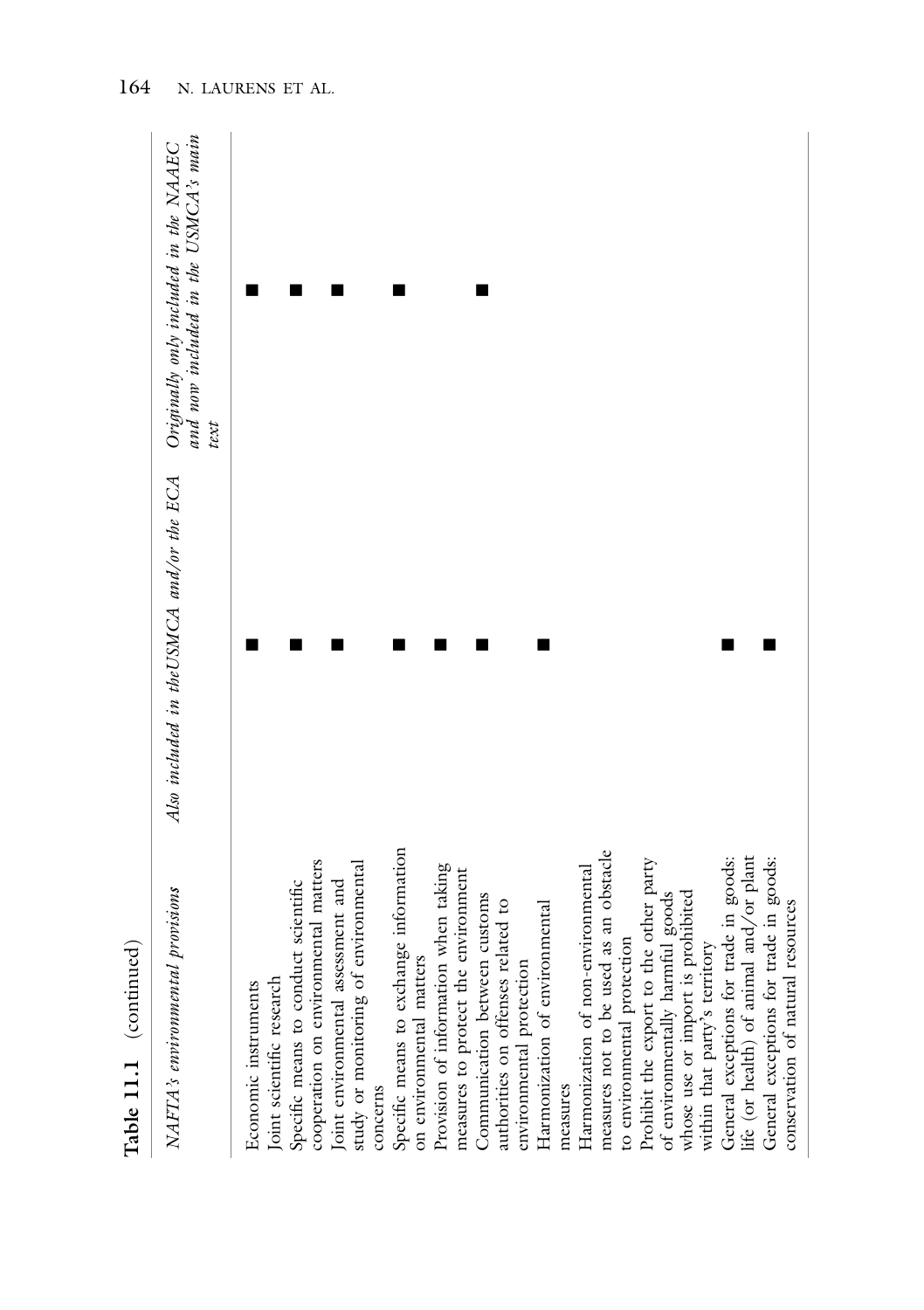**Table 11.1** (continued)

| *NAFTA's environmental provisions* | *Also included in the USMCA and/or the ECA* | *Originally only included in the NAAEC and now included in the USMCA's main text* |
|---|---|---|
| Economic instruments | ■ | ■ |
| Joint scientific research | | |
| Specific means to conduct scientific cooperation on environmental matters | ■ | ■ |
| Joint environmental assessment and study or monitoring of environmental concerns | ■ | ■ |
| Specific means to exchange information on environmental matters | ■ | ■ |
| Provision of information when taking measures to protect the environment | ■ | |
| Communication between customs authorities on offenses related to environmental protection | ■ | ■ |
| Harmonization of environmental measures | ■ | |
| Harmonization of non-environmental measures not to be used as an obstacle to environmental protection | | |
| Prohibit the export to the other party of environmentally harmful goods whose use or import is prohibited within that party's territory | | |
| General exceptions for trade in goods: life (or health) of animal and/or plant | ■ | |
| General exceptions for trade in goods: conservation of natural resources | ■ | |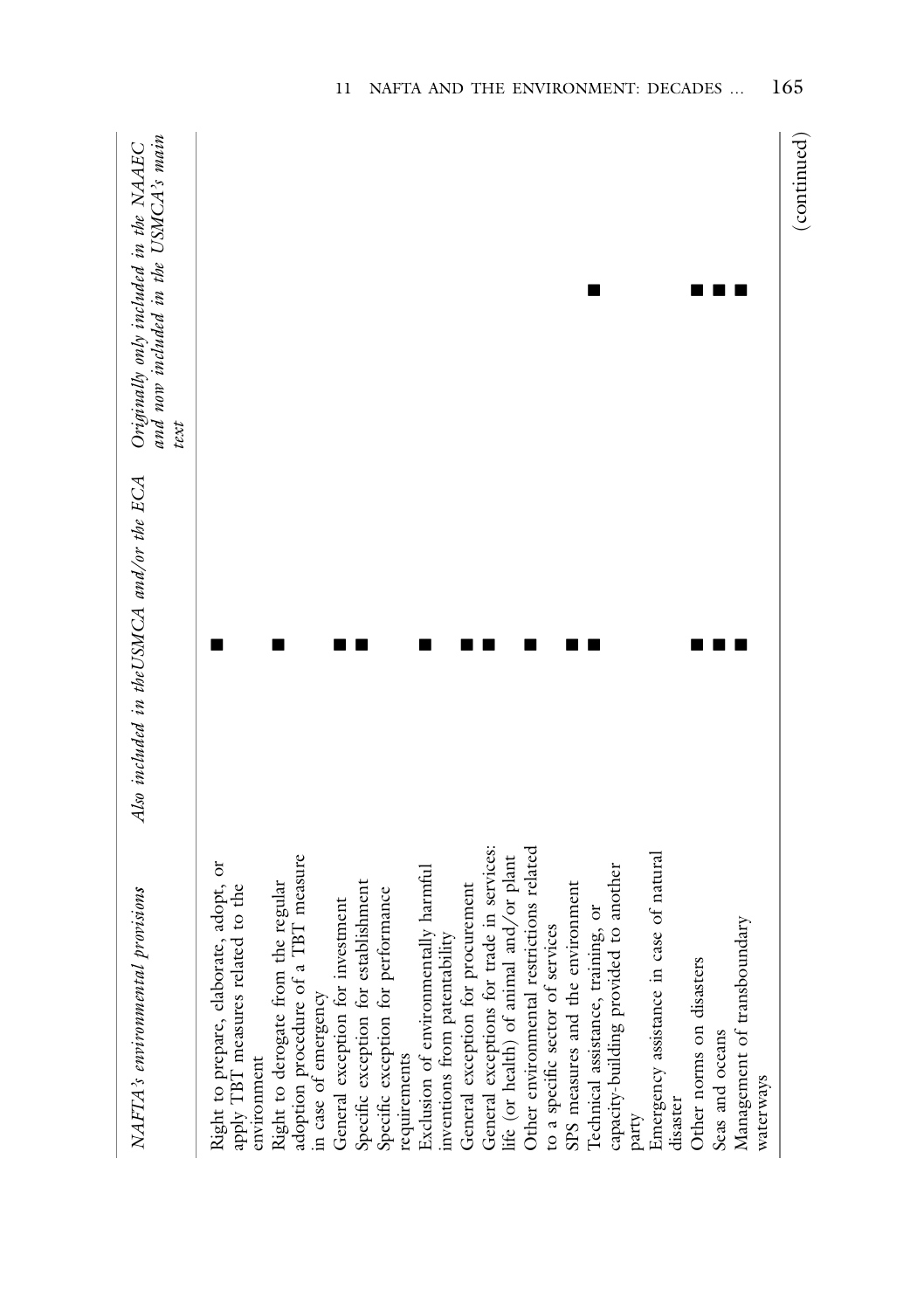| *NAFTA's environmental provisions* | *Also included in the USMCA and/or the ECA* | *Originally only included in the NAAEC and now included in the USMCA's main text* |
|---|---|---|
| Right to prepare, elaborate, adopt, or apply TBT measures related to the environment | ■ | |
| Right to derogate from the regular adoption procedure of a TBT measure in case of emergency | ■ | |
| General exception for investment | ■ | |
| Specific exception for establishment | ■ | |
| Specific exception for performance requirements | | |
| Exclusion of environmentally harmful inventions from patentability | ■ | |
| General exception for procurement | ■ | |
| General exceptions for trade in services: life (or health) of animal and/or plant | ■ | |
| Other environmental restrictions related to a specific sector of services | ■ | |
| SPS measures and the environment | ■ | |
| Technical assistance, training, or capacity-building provided to another party | ■ | ■ |
| Emergency assistance in case of natural disaster | | |
| Other norms on disasters | ■ | ■ |
| Seas and oceans | ■ | ■ |
| Management of transboundary waterways | ■ | ■ |

(continued)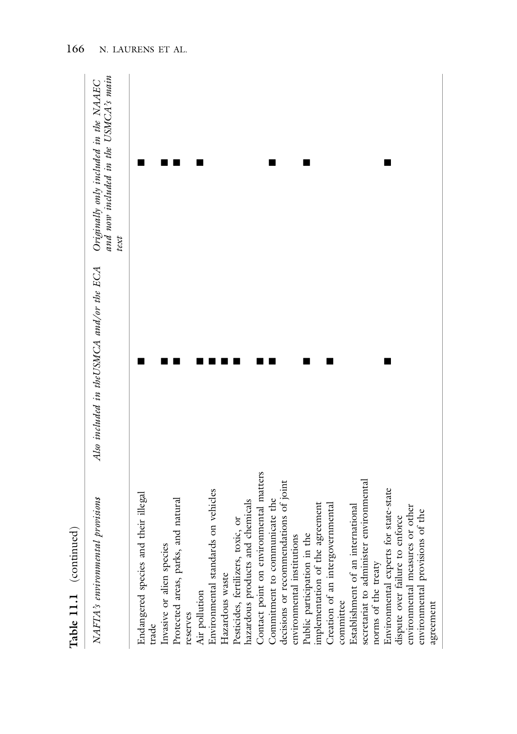**Table 11.1** (continued)

| *NAFTA's environmental provisions* | *Also included in the USMCA and/or the ECA* | *Originally only included in the NAAEC and now included in the USMCA's main text* |
|---|---|---|
| Endangered species and their illegal trade | ■ | ■ |
| Invasive or alien species | ■ | ■ |
| Protected areas, parks, and natural reserves | ■ | ■ |
| Air pollution | ■ | ■ |
| Environmental standards on vehicles | ■ | |
| Hazardous waste | ■ | |
| Pesticides, fertilizers, toxic, or hazardous products and chemicals | ■ | |
| Contact point on environmental matters | ■ | |
| Commitment to communicate the decisions or recommendations of joint environmental institutions | ■ | ■ |
| Public participation in the implementation of the agreement | ■ | ■ |
| Creation of an intergovernmental committee | ■ | |
| Establishment of an international secretariat to administer environmental norms of the treaty | | |
| Environmental experts for state-state dispute over failure to enforce environmental measures or other environmental provisions of the agreement | ■ | ■ |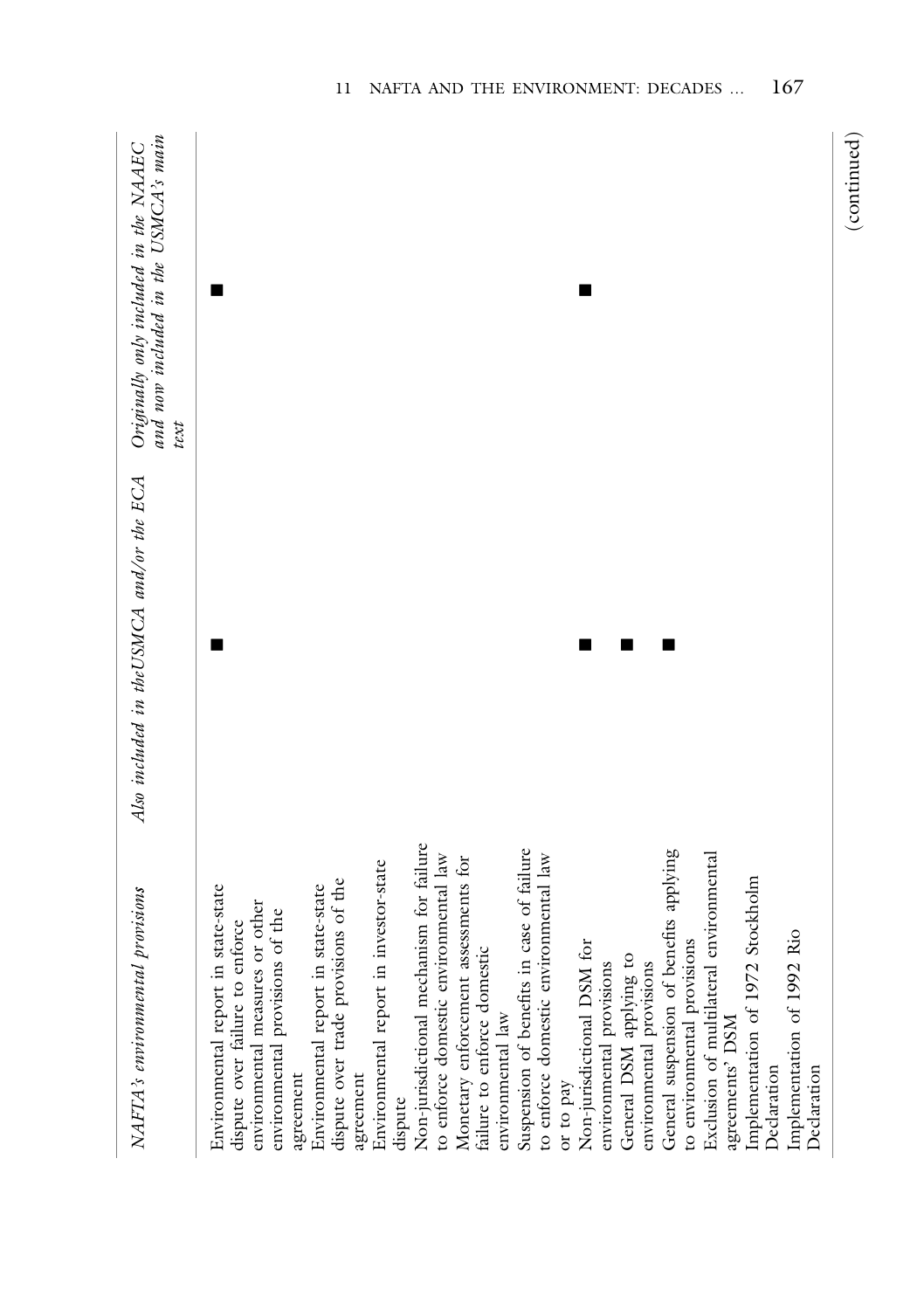| NAFTA's environmental provisions | Also included in the USMCA and/or the ECA | Originally only included in the NAAEC and now included in the USMCA's main text |
|---|---|---|
| Environmental report in state-state dispute over failure to enforce environmental measures or other environmental provisions of the agreement | ■ | ■ |
| Environmental report in state-state dispute over trade provisions of the agreement | | |
| Environmental report in investor-state dispute | | |
| Non-jurisdictional mechanism for failure to enforce domestic environmental law | | |
| Monetary enforcement assessments for failure to enforce domestic environmental law | | |
| Suspension of benefits in case of failure to enforce domestic environmental law or to pay | | |
| Non-jurisdictional DSM for environmental provisions | ■ | ■ |
| General DSM applying to environmental provisions | ■ | |
| General suspension of benefits applying to environmental provisions | ■ | |
| Exclusion of multilateral environmental agreements' DSM | | |
| Implementation of 1972 Stockholm Declaration | | |
| Implementation of 1992 Rio Declaration | | |

(continued)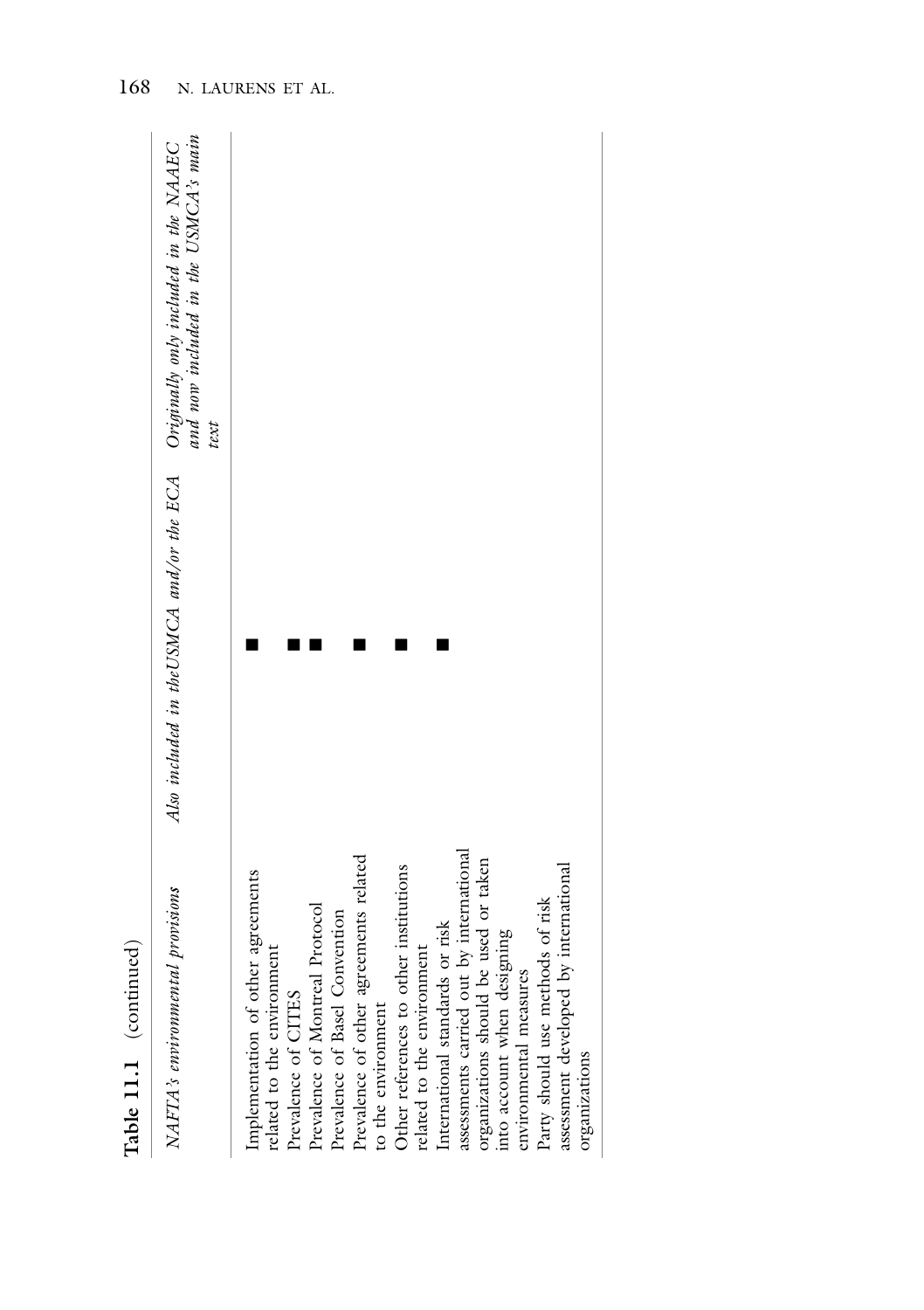**Table 11.1** (continued)

| *NAFTA's environmental provisions* | *Also included in the USMCA and/or the ECA* | *Originally only included in the NAAEC and now included in the USMCA's main text* |
|---|---|---|
| Implementation of other agreements related to the environment | ■ | |
| Prevalence of CITES | ■ | |
| Prevalence of Montreal Protocol | ■ | |
| Prevalence of Basel Convention | | |
| Prevalence of other agreements related to the environment | ■ | |
| Other references to other institutions related to the environment | ■ | |
| International standards or risk assessments carried out by international organizations should be used or taken into account when designing environmental measures | ■ | |
| Party should use methods of risk assessment developed by international organizations | | |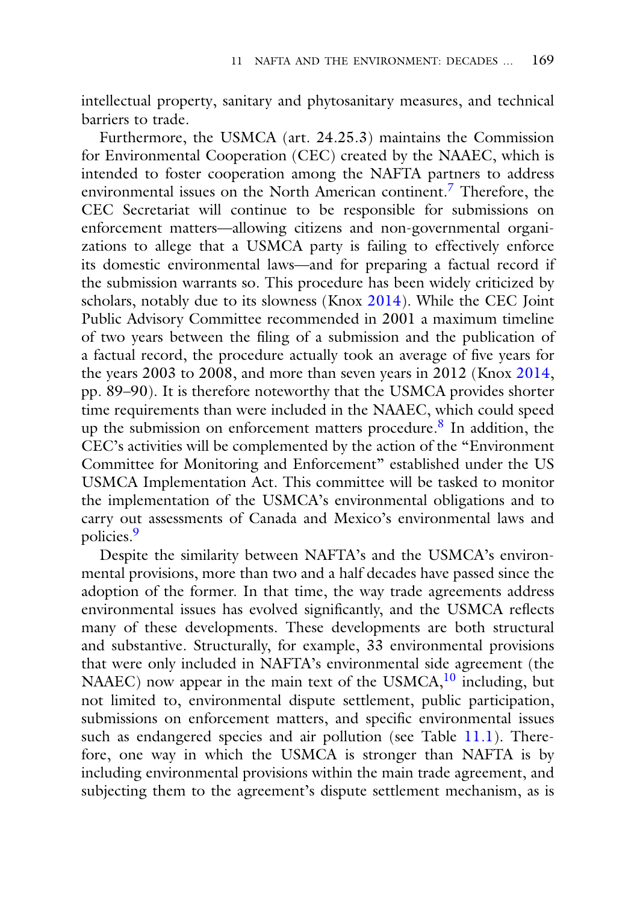intellectual property, sanitary and phytosanitary measures, and technical barriers to trade.

Furthermore, the USMCA (art. 24.25.3) maintains the Commission for Environmental Cooperation (CEC) created by the NAAEC, which is intended to foster cooperation among the NAFTA partners to address environmental issues on the North American continent.[7] Therefore, the CEC Secretariat will continue to be responsible for submissions on enforcement matters—allowing citizens and non-governmental organizations to allege that a USMCA party is failing to effectively enforce its domestic environmental laws—and for preparing a factual record if the submission warrants so. This procedure has been widely criticized by scholars, notably due to its slowness (Knox 2014). While the CEC Joint Public Advisory Committee recommended in 2001 a maximum timeline of two years between the filing of a submission and the publication of a factual record, the procedure actually took an average of five years for the years 2003 to 2008, and more than seven years in 2012 (Knox 2014, pp. 89–90). It is therefore noteworthy that the USMCA provides shorter time requirements than were included in the NAAEC, which could speed up the submission on enforcement matters procedure.[8] In addition, the CEC's activities will be complemented by the action of the "Environment Committee for Monitoring and Enforcement" established under the US USMCA Implementation Act. This committee will be tasked to monitor the implementation of the USMCA's environmental obligations and to carry out assessments of Canada and Mexico's environmental laws and policies.[9]

Despite the similarity between NAFTA's and the USMCA's environmental provisions, more than two and a half decades have passed since the adoption of the former. In that time, the way trade agreements address environmental issues has evolved significantly, and the USMCA reflects many of these developments. These developments are both structural and substantive. Structurally, for example, 33 environmental provisions that were only included in NAFTA's environmental side agreement (the NAAEC) now appear in the main text of the USMCA,[10] including, but not limited to, environmental dispute settlement, public participation, submissions on enforcement matters, and specific environmental issues such as endangered species and air pollution (see Table 11.1). Therefore, one way in which the USMCA is stronger than NAFTA is by including environmental provisions within the main trade agreement, and subjecting them to the agreement's dispute settlement mechanism, as is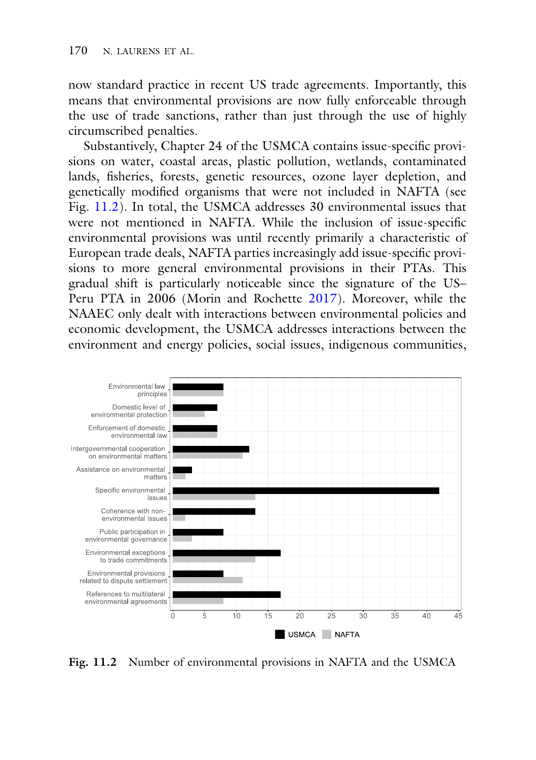now standard practice in recent US trade agreements. Importantly, this means that environmental provisions are now fully enforceable through the use of trade sanctions, rather than just through the use of highly circumscribed penalties.

Substantively, Chapter 24 of the USMCA contains issue-specific provisions on water, coastal areas, plastic pollution, wetlands, contaminated lands, fisheries, forests, genetic resources, ozone layer depletion, and genetically modified organisms that were not included in NAFTA (see Fig. 11.2). In total, the USMCA addresses 30 environmental issues that were not mentioned in NAFTA. While the inclusion of issue-specific environmental provisions was until recently primarily a characteristic of European trade deals, NAFTA parties increasingly add issue-specific provisions to more general environmental provisions in their PTAs. This gradual shift is particularly noticeable since the signature of the US–Peru PTA in 2006 (Morin and Rochette 2017). Moreover, while the NAAEC only dealt with interactions between environmental policies and economic development, the USMCA addresses interactions between the environment and energy policies, social issues, indigenous communities,

| Category | USMCA | NAFTA |
|---|---|---|
| Environmental law principles | 8 | 8 |
| Domestic level of environmental protection | 7 | 5 |
| Enforcement of domestic environmental law | 7 | 7 |
| Intergovernmental cooperation on environmental matters | 12 | 11 |
| Assistance on environmental matters | 3 | 2 |
| Specific environmental issues | 42 | 13 |
| Coherence with non-environmental issues | 13 | 2 |
| Public participation in environmental governance | 8 | 3 |
| Environmental exceptions to trade commitments | 17 | 13 |
| Environmental provisions related to dispute settlement | 8 | 11 |
| References to multilateral environmental agreements | 17 | 8 |

**Fig. 11.2** Number of environmental provisions in NAFTA and the USMCA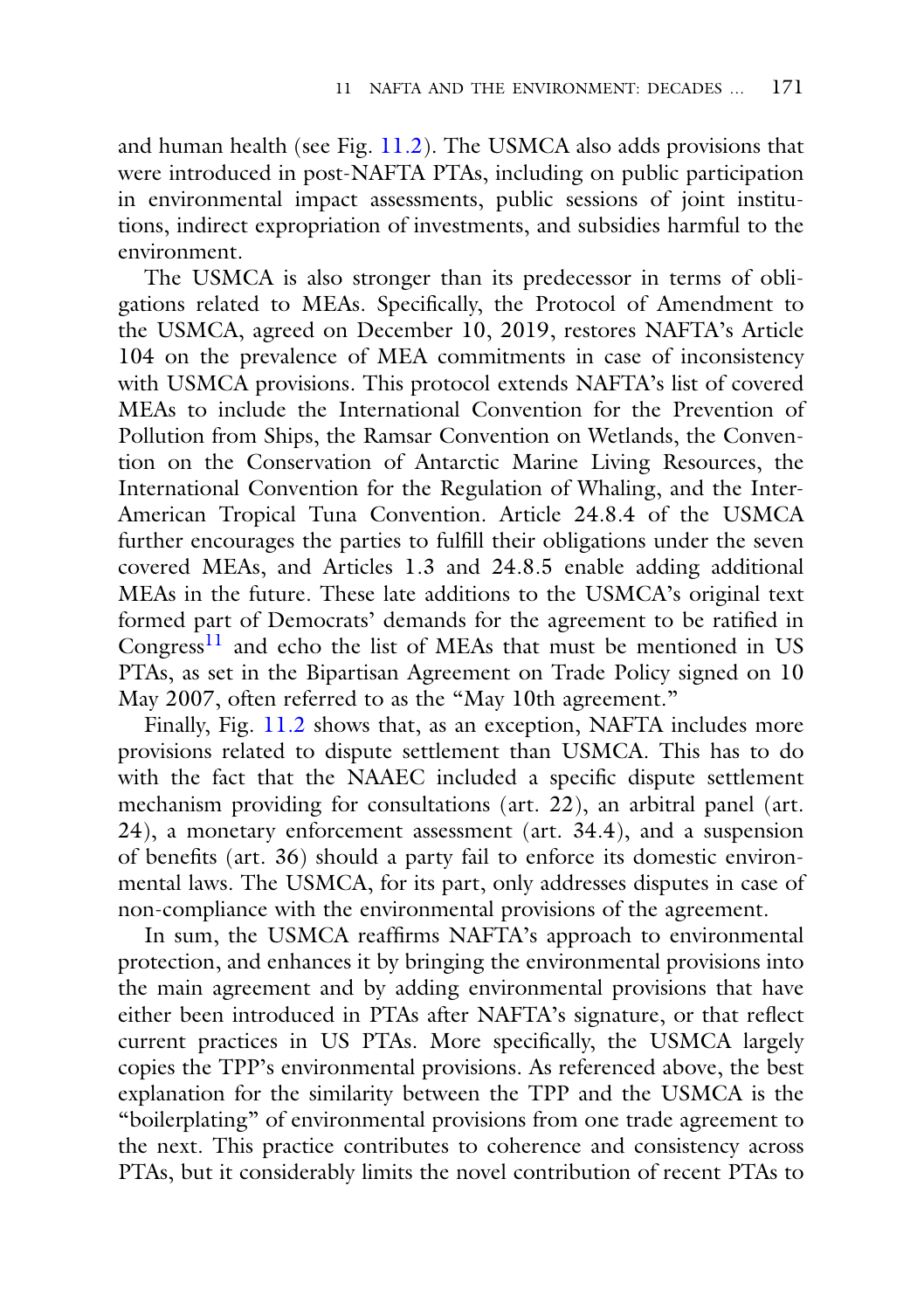and human health (see Fig. 11.2). The USMCA also adds provisions that were introduced in post-NAFTA PTAs, including on public participation in environmental impact assessments, public sessions of joint institutions, indirect expropriation of investments, and subsidies harmful to the environment.

The USMCA is also stronger than its predecessor in terms of obligations related to MEAs. Specifically, the Protocol of Amendment to the USMCA, agreed on December 10, 2019, restores NAFTA's Article 104 on the prevalence of MEA commitments in case of inconsistency with USMCA provisions. This protocol extends NAFTA's list of covered MEAs to include the International Convention for the Prevention of Pollution from Ships, the Ramsar Convention on Wetlands, the Convention on the Conservation of Antarctic Marine Living Resources, the International Convention for the Regulation of Whaling, and the Inter-American Tropical Tuna Convention. Article 24.8.4 of the USMCA further encourages the parties to fulfill their obligations under the seven covered MEAs, and Articles 1.3 and 24.8.5 enable adding additional MEAs in the future. These late additions to the USMCA's original text formed part of Democrats' demands for the agreement to be ratified in Congress[11] and echo the list of MEAs that must be mentioned in US PTAs, as set in the Bipartisan Agreement on Trade Policy signed on 10 May 2007, often referred to as the "May 10th agreement."

Finally, Fig. 11.2 shows that, as an exception, NAFTA includes more provisions related to dispute settlement than USMCA. This has to do with the fact that the NAAEC included a specific dispute settlement mechanism providing for consultations (art. 22), an arbitral panel (art. 24), a monetary enforcement assessment (art. 34.4), and a suspension of benefits (art. 36) should a party fail to enforce its domestic environmental laws. The USMCA, for its part, only addresses disputes in case of non-compliance with the environmental provisions of the agreement.

In sum, the USMCA reaffirms NAFTA's approach to environmental protection, and enhances it by bringing the environmental provisions into the main agreement and by adding environmental provisions that have either been introduced in PTAs after NAFTA's signature, or that reflect current practices in US PTAs. More specifically, the USMCA largely copies the TPP's environmental provisions. As referenced above, the best explanation for the similarity between the TPP and the USMCA is the "boilerplating" of environmental provisions from one trade agreement to the next. This practice contributes to coherence and consistency across PTAs, but it considerably limits the novel contribution of recent PTAs to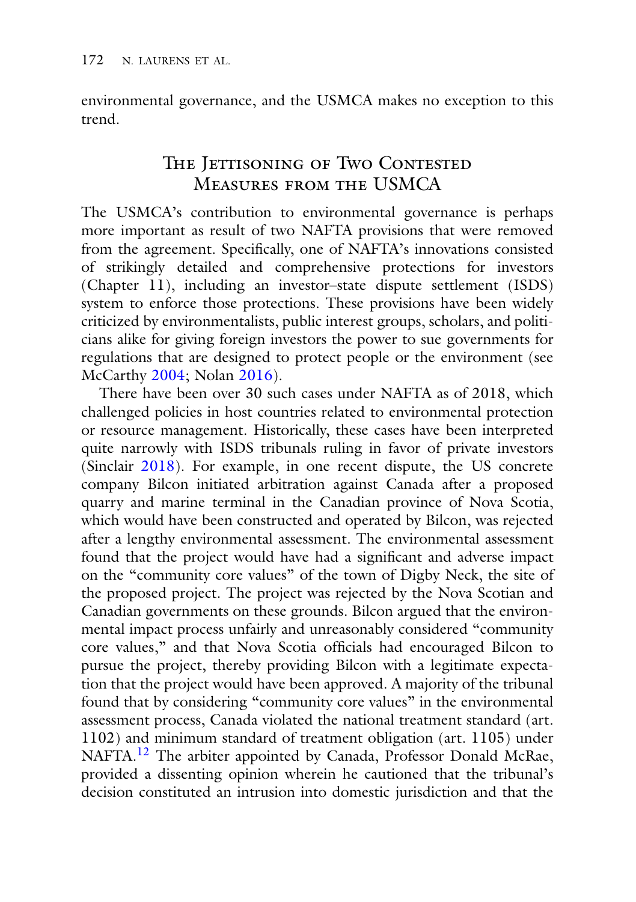environmental governance, and the USMCA makes no exception to this trend.

## The Jettisoning of Two Contested Measures from the USMCA

The USMCA's contribution to environmental governance is perhaps more important as result of two NAFTA provisions that were removed from the agreement. Specifically, one of NAFTA's innovations consisted of strikingly detailed and comprehensive protections for investors (Chapter 11), including an investor–state dispute settlement (ISDS) system to enforce those protections. These provisions have been widely criticized by environmentalists, public interest groups, scholars, and politicians alike for giving foreign investors the power to sue governments for regulations that are designed to protect people or the environment (see McCarthy 2004; Nolan 2016).

There have been over 30 such cases under NAFTA as of 2018, which challenged policies in host countries related to environmental protection or resource management. Historically, these cases have been interpreted quite narrowly with ISDS tribunals ruling in favor of private investors (Sinclair 2018). For example, in one recent dispute, the US concrete company Bilcon initiated arbitration against Canada after a proposed quarry and marine terminal in the Canadian province of Nova Scotia, which would have been constructed and operated by Bilcon, was rejected after a lengthy environmental assessment. The environmental assessment found that the project would have had a significant and adverse impact on the "community core values" of the town of Digby Neck, the site of the proposed project. The project was rejected by the Nova Scotian and Canadian governments on these grounds. Bilcon argued that the environmental impact process unfairly and unreasonably considered "community core values," and that Nova Scotia officials had encouraged Bilcon to pursue the project, thereby providing Bilcon with a legitimate expectation that the project would have been approved. A majority of the tribunal found that by considering "community core values" in the environmental assessment process, Canada violated the national treatment standard (art. 1102) and minimum standard of treatment obligation (art. 1105) under NAFTA.[12] The arbiter appointed by Canada, Professor Donald McRae, provided a dissenting opinion wherein he cautioned that the tribunal's decision constituted an intrusion into domestic jurisdiction and that the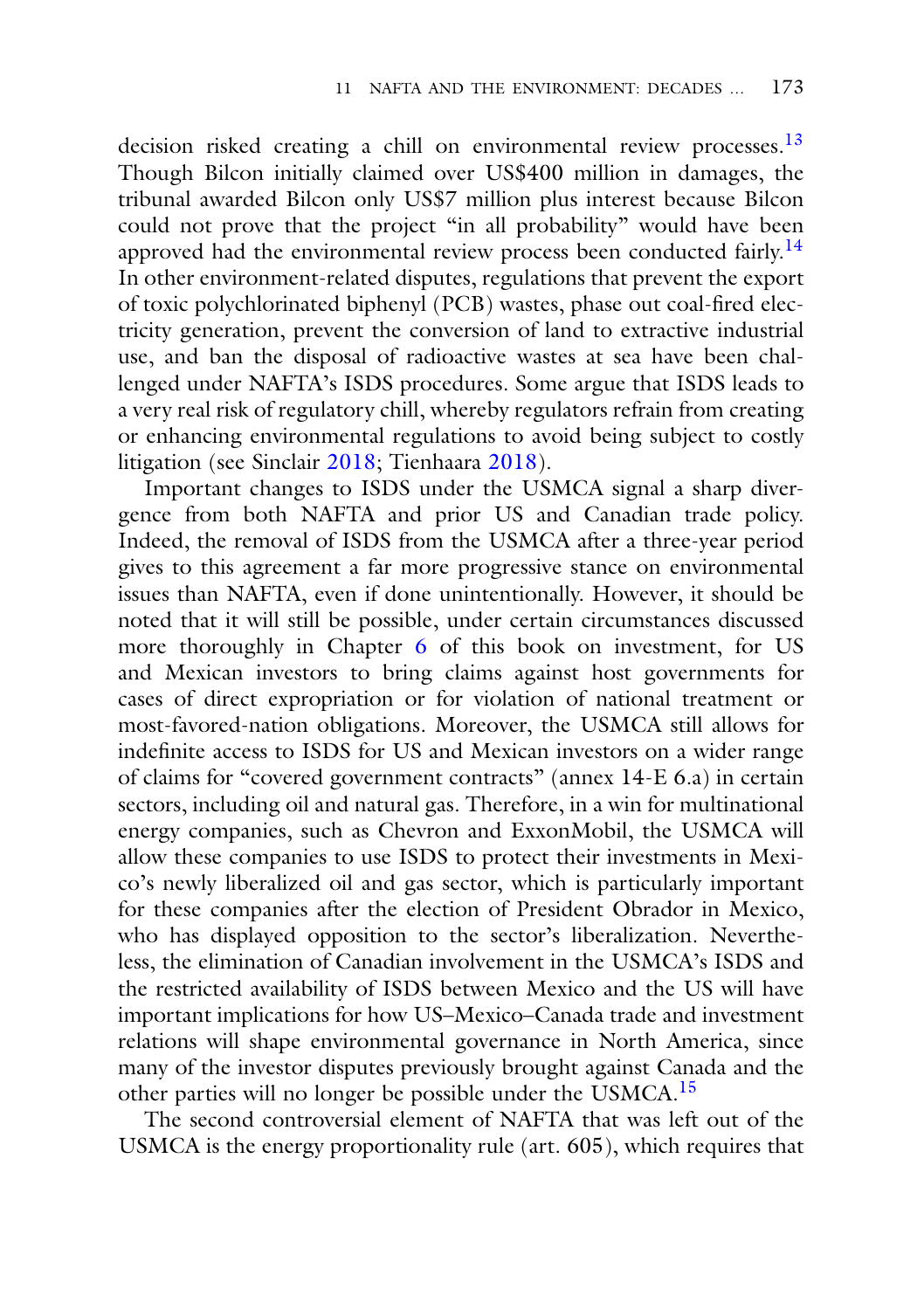decision risked creating a chill on environmental review processes.[13] Though Bilcon initially claimed over US$400 million in damages, the tribunal awarded Bilcon only US$7 million plus interest because Bilcon could not prove that the project "in all probability" would have been approved had the environmental review process been conducted fairly.[14] In other environment-related disputes, regulations that prevent the export of toxic polychlorinated biphenyl (PCB) wastes, phase out coal-fired electricity generation, prevent the conversion of land to extractive industrial use, and ban the disposal of radioactive wastes at sea have been challenged under NAFTA's ISDS procedures. Some argue that ISDS leads to a very real risk of regulatory chill, whereby regulators refrain from creating or enhancing environmental regulations to avoid being subject to costly litigation (see Sinclair 2018; Tienhaara 2018).

Important changes to ISDS under the USMCA signal a sharp divergence from both NAFTA and prior US and Canadian trade policy. Indeed, the removal of ISDS from the USMCA after a three-year period gives to this agreement a far more progressive stance on environmental issues than NAFTA, even if done unintentionally. However, it should be noted that it will still be possible, under certain circumstances discussed more thoroughly in Chapter 6 of this book on investment, for US and Mexican investors to bring claims against host governments for cases of direct expropriation or for violation of national treatment or most-favored-nation obligations. Moreover, the USMCA still allows for indefinite access to ISDS for US and Mexican investors on a wider range of claims for "covered government contracts" (annex 14-E 6.a) in certain sectors, including oil and natural gas. Therefore, in a win for multinational energy companies, such as Chevron and ExxonMobil, the USMCA will allow these companies to use ISDS to protect their investments in Mexico's newly liberalized oil and gas sector, which is particularly important for these companies after the election of President Obrador in Mexico, who has displayed opposition to the sector's liberalization. Nevertheless, the elimination of Canadian involvement in the USMCA's ISDS and the restricted availability of ISDS between Mexico and the US will have important implications for how US–Mexico–Canada trade and investment relations will shape environmental governance in North America, since many of the investor disputes previously brought against Canada and the other parties will no longer be possible under the USMCA.[15]

The second controversial element of NAFTA that was left out of the USMCA is the energy proportionality rule (art. 605), which requires that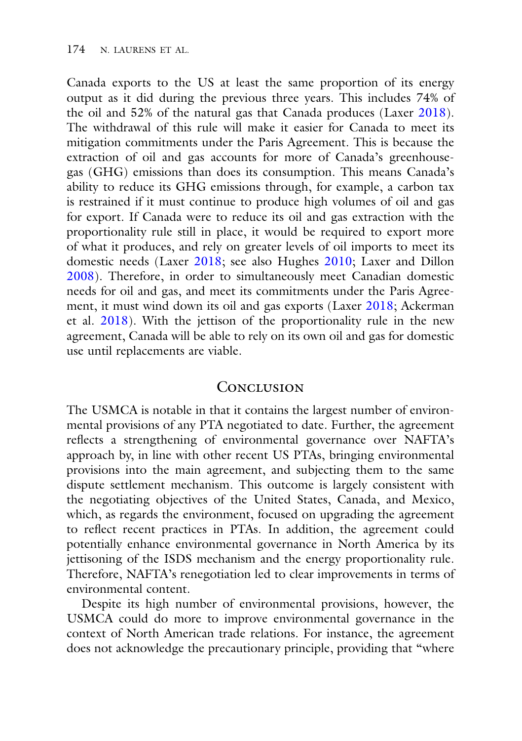Canada exports to the US at least the same proportion of its energy output as it did during the previous three years. This includes 74% of the oil and 52% of the natural gas that Canada produces (Laxer 2018). The withdrawal of this rule will make it easier for Canada to meet its mitigation commitments under the Paris Agreement. This is because the extraction of oil and gas accounts for more of Canada's greenhouse-gas (GHG) emissions than does its consumption. This means Canada's ability to reduce its GHG emissions through, for example, a carbon tax is restrained if it must continue to produce high volumes of oil and gas for export. If Canada were to reduce its oil and gas extraction with the proportionality rule still in place, it would be required to export more of what it produces, and rely on greater levels of oil imports to meet its domestic needs (Laxer 2018; see also Hughes 2010; Laxer and Dillon 2008). Therefore, in order to simultaneously meet Canadian domestic needs for oil and gas, and meet its commitments under the Paris Agreement, it must wind down its oil and gas exports (Laxer 2018; Ackerman et al. 2018). With the jettison of the proportionality rule in the new agreement, Canada will be able to rely on its own oil and gas for domestic use until replacements are viable.

## Conclusion

The USMCA is notable in that it contains the largest number of environmental provisions of any PTA negotiated to date. Further, the agreement reflects a strengthening of environmental governance over NAFTA's approach by, in line with other recent US PTAs, bringing environmental provisions into the main agreement, and subjecting them to the same dispute settlement mechanism. This outcome is largely consistent with the negotiating objectives of the United States, Canada, and Mexico, which, as regards the environment, focused on upgrading the agreement to reflect recent practices in PTAs. In addition, the agreement could potentially enhance environmental governance in North America by its jettisoning of the ISDS mechanism and the energy proportionality rule. Therefore, NAFTA's renegotiation led to clear improvements in terms of environmental content.

Despite its high number of environmental provisions, however, the USMCA could do more to improve environmental governance in the context of North American trade relations. For instance, the agreement does not acknowledge the precautionary principle, providing that "where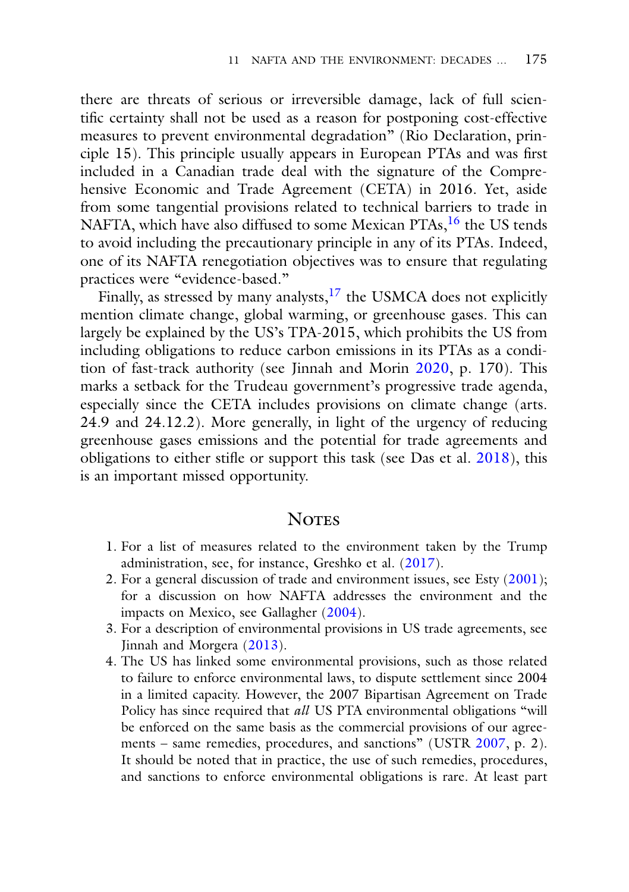there are threats of serious or irreversible damage, lack of full scientific certainty shall not be used as a reason for postponing cost-effective measures to prevent environmental degradation" (Rio Declaration, principle 15). This principle usually appears in European PTAs and was first included in a Canadian trade deal with the signature of the Comprehensive Economic and Trade Agreement (CETA) in 2016. Yet, aside from some tangential provisions related to technical barriers to trade in NAFTA, which have also diffused to some Mexican PTAs,[16] the US tends to avoid including the precautionary principle in any of its PTAs. Indeed, one of its NAFTA renegotiation objectives was to ensure that regulating practices were "evidence-based."

Finally, as stressed by many analysts,[17] the USMCA does not explicitly mention climate change, global warming, or greenhouse gases. This can largely be explained by the US's TPA-2015, which prohibits the US from including obligations to reduce carbon emissions in its PTAs as a condition of fast-track authority (see Jinnah and Morin 2020, p. 170). This marks a setback for the Trudeau government's progressive trade agenda, especially since the CETA includes provisions on climate change (arts. 24.9 and 24.12.2). More generally, in light of the urgency of reducing greenhouse gases emissions and the potential for trade agreements and obligations to either stifle or support this task (see Das et al. 2018), this is an important missed opportunity.

## Notes

1. For a list of measures related to the environment taken by the Trump administration, see, for instance, Greshko et al. (2017).
2. For a general discussion of trade and environment issues, see Esty (2001); for a discussion on how NAFTA addresses the environment and the impacts on Mexico, see Gallagher (2004).
3. For a description of environmental provisions in US trade agreements, see Jinnah and Morgera (2013).
4. The US has linked some environmental provisions, such as those related to failure to enforce environmental laws, to dispute settlement since 2004 in a limited capacity. However, the 2007 Bipartisan Agreement on Trade Policy has since required that *all* US PTA environmental obligations "will be enforced on the same basis as the commercial provisions of our agreements – same remedies, procedures, and sanctions" (USTR 2007, p. 2). It should be noted that in practice, the use of such remedies, procedures, and sanctions to enforce environmental obligations is rare. At least part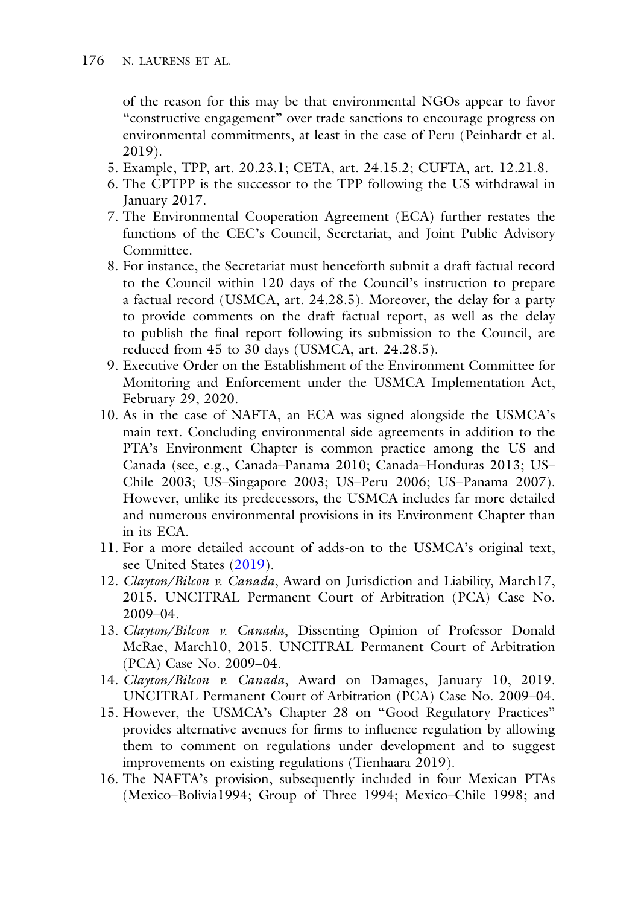of the reason for this may be that environmental NGOs appear to favor "constructive engagement" over trade sanctions to encourage progress on environmental commitments, at least in the case of Peru (Peinhardt et al. 2019).

5. Example, TPP, art. 20.23.1; CETA, art. 24.15.2; CUFTA, art. 12.21.8.
6. The CPTPP is the successor to the TPP following the US withdrawal in January 2017.
7. The Environmental Cooperation Agreement (ECA) further restates the functions of the CEC's Council, Secretariat, and Joint Public Advisory Committee.
8. For instance, the Secretariat must henceforth submit a draft factual record to the Council within 120 days of the Council's instruction to prepare a factual record (USMCA, art. 24.28.5). Moreover, the delay for a party to provide comments on the draft factual report, as well as the delay to publish the final report following its submission to the Council, are reduced from 45 to 30 days (USMCA, art. 24.28.5).
9. Executive Order on the Establishment of the Environment Committee for Monitoring and Enforcement under the USMCA Implementation Act, February 29, 2020.
10. As in the case of NAFTA, an ECA was signed alongside the USMCA's main text. Concluding environmental side agreements in addition to the PTA's Environment Chapter is common practice among the US and Canada (see, e.g., Canada–Panama 2010; Canada–Honduras 2013; US–Chile 2003; US–Singapore 2003; US–Peru 2006; US–Panama 2007). However, unlike its predecessors, the USMCA includes far more detailed and numerous environmental provisions in its Environment Chapter than in its ECA.
11. For a more detailed account of adds-on to the USMCA's original text, see United States (2019).
12. *Clayton/Bilcon v. Canada*, Award on Jurisdiction and Liability, March17, 2015. UNCITRAL Permanent Court of Arbitration (PCA) Case No. 2009–04.
13. *Clayton/Bilcon v. Canada*, Dissenting Opinion of Professor Donald McRae, March10, 2015. UNCITRAL Permanent Court of Arbitration (PCA) Case No. 2009–04.
14. *Clayton/Bilcon v. Canada*, Award on Damages, January 10, 2019. UNCITRAL Permanent Court of Arbitration (PCA) Case No. 2009–04.
15. However, the USMCA's Chapter 28 on "Good Regulatory Practices" provides alternative avenues for firms to influence regulation by allowing them to comment on regulations under development and to suggest improvements on existing regulations (Tienhaara 2019).
16. The NAFTA's provision, subsequently included in four Mexican PTAs (Mexico–Bolivia1994; Group of Three 1994; Mexico–Chile 1998; and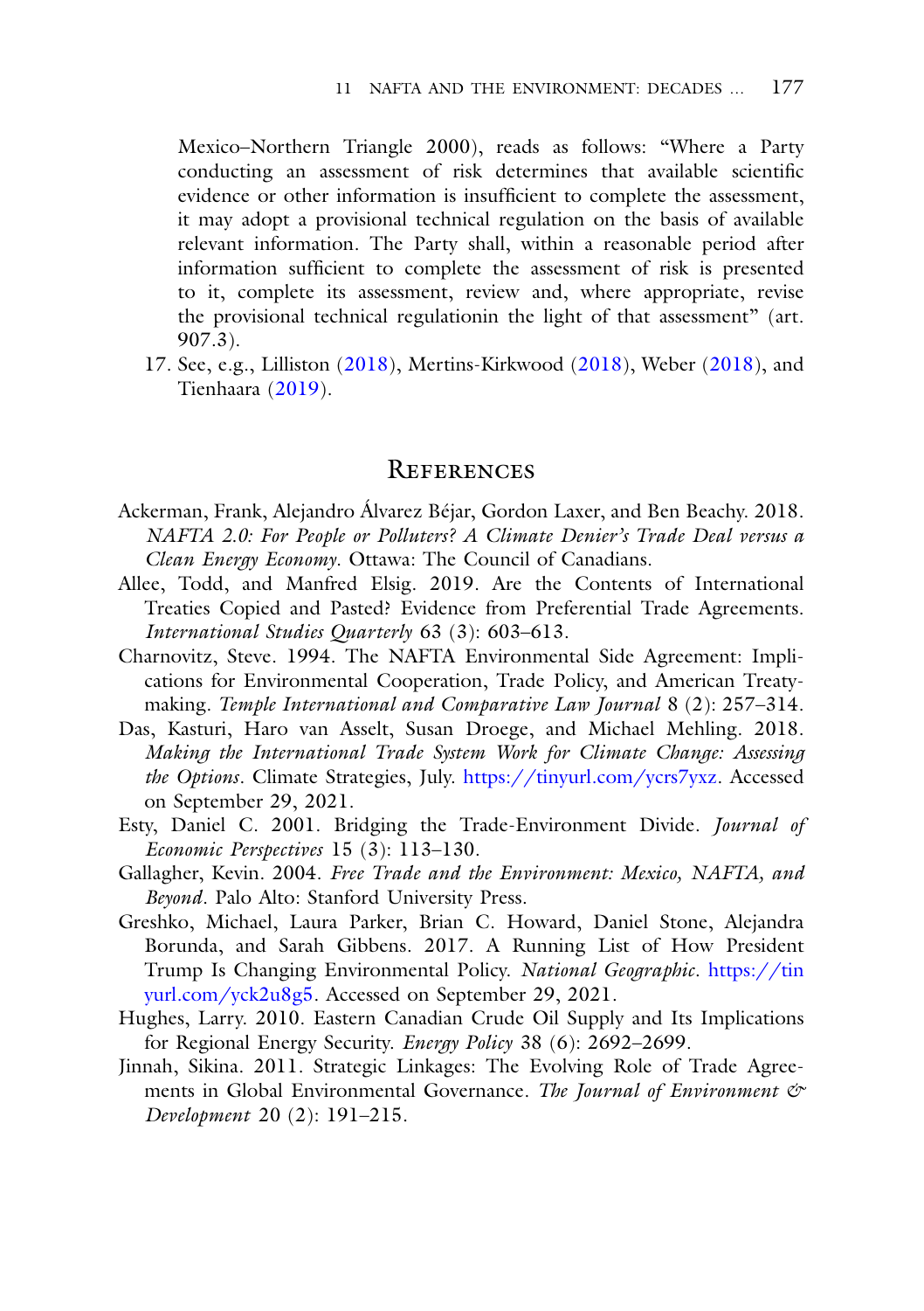Mexico–Northern Triangle 2000), reads as follows: "Where a Party conducting an assessment of risk determines that available scientific evidence or other information is insufficient to complete the assessment, it may adopt a provisional technical regulation on the basis of available relevant information. The Party shall, within a reasonable period after information sufficient to complete the assessment of risk is presented to it, complete its assessment, review and, where appropriate, revise the provisional technical regulationin the light of that assessment" (art. 907.3).

17. See, e.g., Lilliston (2018), Mertins-Kirkwood (2018), Weber (2018), and Tienhaara (2019).

## References

Ackerman, Frank, Alejandro Álvarez Béjar, Gordon Laxer, and Ben Beachy. 2018. *NAFTA 2.0: For People or Polluters? A Climate Denier's Trade Deal versus a Clean Energy Economy*. Ottawa: The Council of Canadians.

Allee, Todd, and Manfred Elsig. 2019. Are the Contents of International Treaties Copied and Pasted? Evidence from Preferential Trade Agreements. *International Studies Quarterly* 63 (3): 603–613.

Charnovitz, Steve. 1994. The NAFTA Environmental Side Agreement: Implications for Environmental Cooperation, Trade Policy, and American Treaty-making. *Temple International and Comparative Law Journal* 8 (2): 257–314.

Das, Kasturi, Haro van Asselt, Susan Droege, and Michael Mehling. 2018. *Making the International Trade System Work for Climate Change: Assessing the Options*. Climate Strategies, July. https://tinyurl.com/ycrs7yxz. Accessed on September 29, 2021.

Esty, Daniel C. 2001. Bridging the Trade-Environment Divide. *Journal of Economic Perspectives* 15 (3): 113–130.

Gallagher, Kevin. 2004. *Free Trade and the Environment: Mexico, NAFTA, and Beyond*. Palo Alto: Stanford University Press.

Greshko, Michael, Laura Parker, Brian C. Howard, Daniel Stone, Alejandra Borunda, and Sarah Gibbens. 2017. A Running List of How President Trump Is Changing Environmental Policy. *National Geographic*. https://tinyurl.com/yck2u8g5. Accessed on September 29, 2021.

Hughes, Larry. 2010. Eastern Canadian Crude Oil Supply and Its Implications for Regional Energy Security. *Energy Policy* 38 (6): 2692–2699.

Jinnah, Sikina. 2011. Strategic Linkages: The Evolving Role of Trade Agreements in Global Environmental Governance. *The Journal of Environment & Development* 20 (2): 191–215.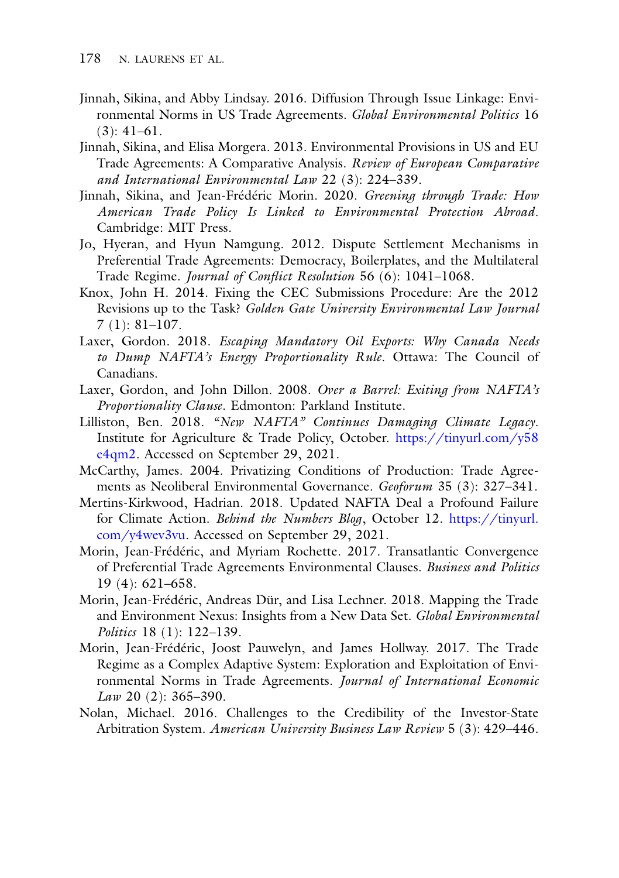Jinnah, Sikina, and Abby Lindsay. 2016. Diffusion Through Issue Linkage: Environmental Norms in US Trade Agreements. *Global Environmental Politics* 16 (3): 41–61.

Jinnah, Sikina, and Elisa Morgera. 2013. Environmental Provisions in US and EU Trade Agreements: A Comparative Analysis. *Review of European Comparative and International Environmental Law* 22 (3): 224–339.

Jinnah, Sikina, and Jean-Frédéric Morin. 2020. *Greening through Trade: How American Trade Policy Is Linked to Environmental Protection Abroad*. Cambridge: MIT Press.

Jo, Hyeran, and Hyun Namgung. 2012. Dispute Settlement Mechanisms in Preferential Trade Agreements: Democracy, Boilerplates, and the Multilateral Trade Regime. *Journal of Conflict Resolution* 56 (6): 1041–1068.

Knox, John H. 2014. Fixing the CEC Submissions Procedure: Are the 2012 Revisions up to the Task? *Golden Gate University Environmental Law Journal* 7 (1): 81–107.

Laxer, Gordon. 2018. *Escaping Mandatory Oil Exports: Why Canada Needs to Dump NAFTA's Energy Proportionality Rule*. Ottawa: The Council of Canadians.

Laxer, Gordon, and John Dillon. 2008. *Over a Barrel: Exiting from NAFTA's Proportionality Clause*. Edmonton: Parkland Institute.

Lilliston, Ben. 2018. *"New NAFTA" Continues Damaging Climate Legacy*. Institute for Agriculture & Trade Policy, October. https://tinyurl.com/y58e4qm2. Accessed on September 29, 2021.

McCarthy, James. 2004. Privatizing Conditions of Production: Trade Agreements as Neoliberal Environmental Governance. *Geoforum* 35 (3): 327–341.

Mertins-Kirkwood, Hadrian. 2018. Updated NAFTA Deal a Profound Failure for Climate Action. *Behind the Numbers Blog*, October 12. https://tinyurl.com/y4wev3vu. Accessed on September 29, 2021.

Morin, Jean-Frédéric, and Myriam Rochette. 2017. Transatlantic Convergence of Preferential Trade Agreements Environmental Clauses. *Business and Politics* 19 (4): 621–658.

Morin, Jean-Frédéric, Andreas Dür, and Lisa Lechner. 2018. Mapping the Trade and Environment Nexus: Insights from a New Data Set. *Global Environmental Politics* 18 (1): 122–139.

Morin, Jean-Frédéric, Joost Pauwelyn, and James Hollway. 2017. The Trade Regime as a Complex Adaptive System: Exploration and Exploitation of Environmental Norms in Trade Agreements. *Journal of International Economic Law* 20 (2): 365–390.

Nolan, Michael. 2016. Challenges to the Credibility of the Investor-State Arbitration System. *American University Business Law Review* 5 (3): 429–446.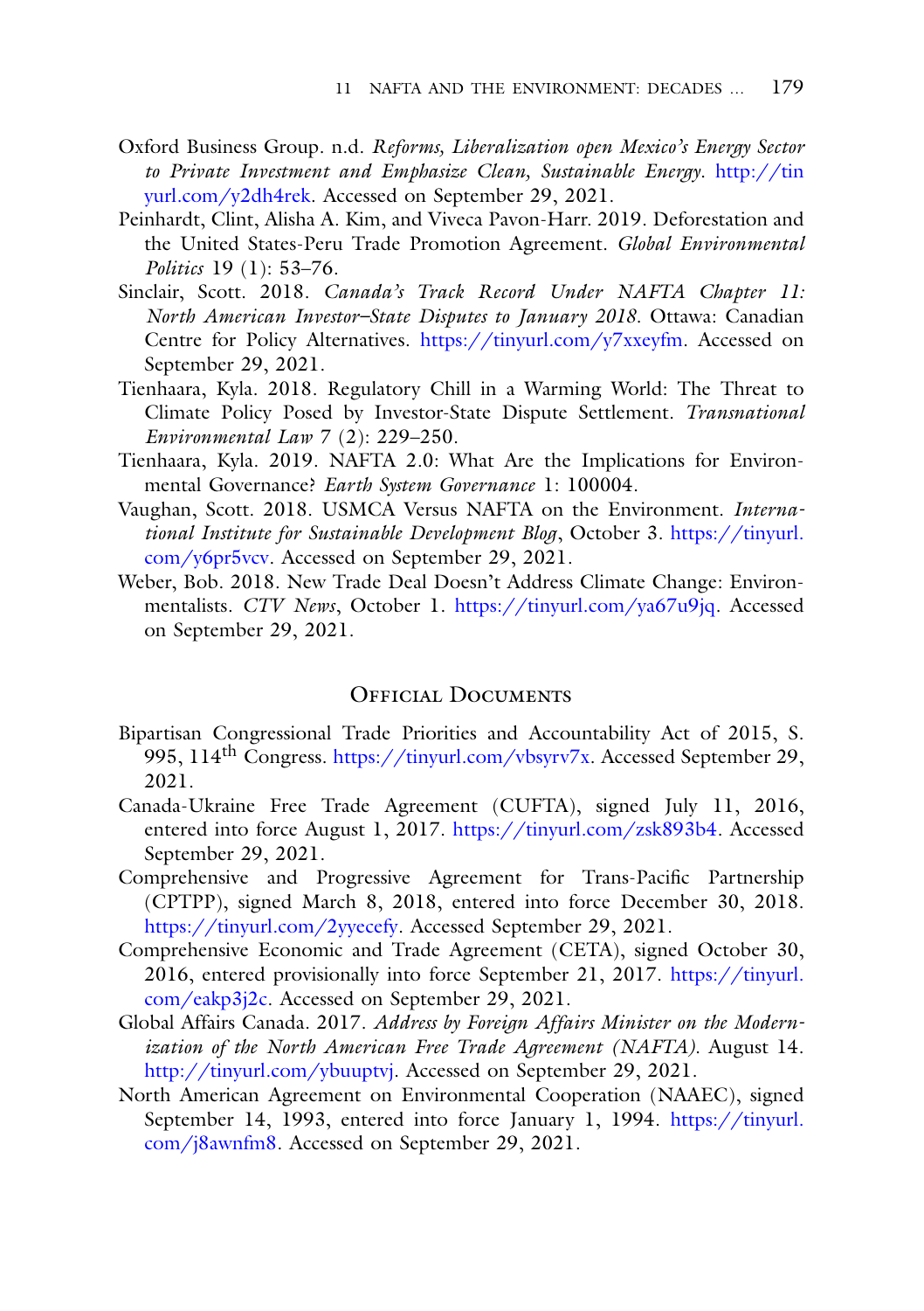Oxford Business Group. n.d. *Reforms, Liberalization open Mexico's Energy Sector to Private Investment and Emphasize Clean, Sustainable Energy*. http://tinyurl.com/y2dh4rek. Accessed on September 29, 2021.

Peinhardt, Clint, Alisha A. Kim, and Viveca Pavon-Harr. 2019. Deforestation and the United States-Peru Trade Promotion Agreement. *Global Environmental Politics* 19 (1): 53–76.

Sinclair, Scott. 2018. *Canada's Track Record Under NAFTA Chapter 11: North American Investor–State Disputes to January 2018*. Ottawa: Canadian Centre for Policy Alternatives. https://tinyurl.com/y7xxeyfm. Accessed on September 29, 2021.

Tienhaara, Kyla. 2018. Regulatory Chill in a Warming World: The Threat to Climate Policy Posed by Investor-State Dispute Settlement. *Transnational Environmental Law* 7 (2): 229–250.

Tienhaara, Kyla. 2019. NAFTA 2.0: What Are the Implications for Environmental Governance? *Earth System Governance* 1: 100004.

Vaughan, Scott. 2018. USMCA Versus NAFTA on the Environment. *International Institute for Sustainable Development Blog*, October 3. https://tinyurl.com/y6pr5vcv. Accessed on September 29, 2021.

Weber, Bob. 2018. New Trade Deal Doesn't Address Climate Change: Environmentalists. *CTV News*, October 1. https://tinyurl.com/ya67u9jq. Accessed on September 29, 2021.

## Official Documents

Bipartisan Congressional Trade Priorities and Accountability Act of 2015, S. 995, 114th Congress. https://tinyurl.com/vbsyrv7x. Accessed September 29, 2021.

Canada-Ukraine Free Trade Agreement (CUFTA), signed July 11, 2016, entered into force August 1, 2017. https://tinyurl.com/zsk893b4. Accessed September 29, 2021.

Comprehensive and Progressive Agreement for Trans-Pacific Partnership (CPTPP), signed March 8, 2018, entered into force December 30, 2018. https://tinyurl.com/2yyecefy. Accessed September 29, 2021.

Comprehensive Economic and Trade Agreement (CETA), signed October 30, 2016, entered provisionally into force September 21, 2017. https://tinyurl.com/eakp3j2c. Accessed on September 29, 2021.

Global Affairs Canada. 2017. *Address by Foreign Affairs Minister on the Modernization of the North American Free Trade Agreement (NAFTA)*. August 14. http://tinyurl.com/ybuuptvj. Accessed on September 29, 2021.

North American Agreement on Environmental Cooperation (NAAEC), signed September 14, 1993, entered into force January 1, 1994. https://tinyurl.com/j8awnfm8. Accessed on September 29, 2021.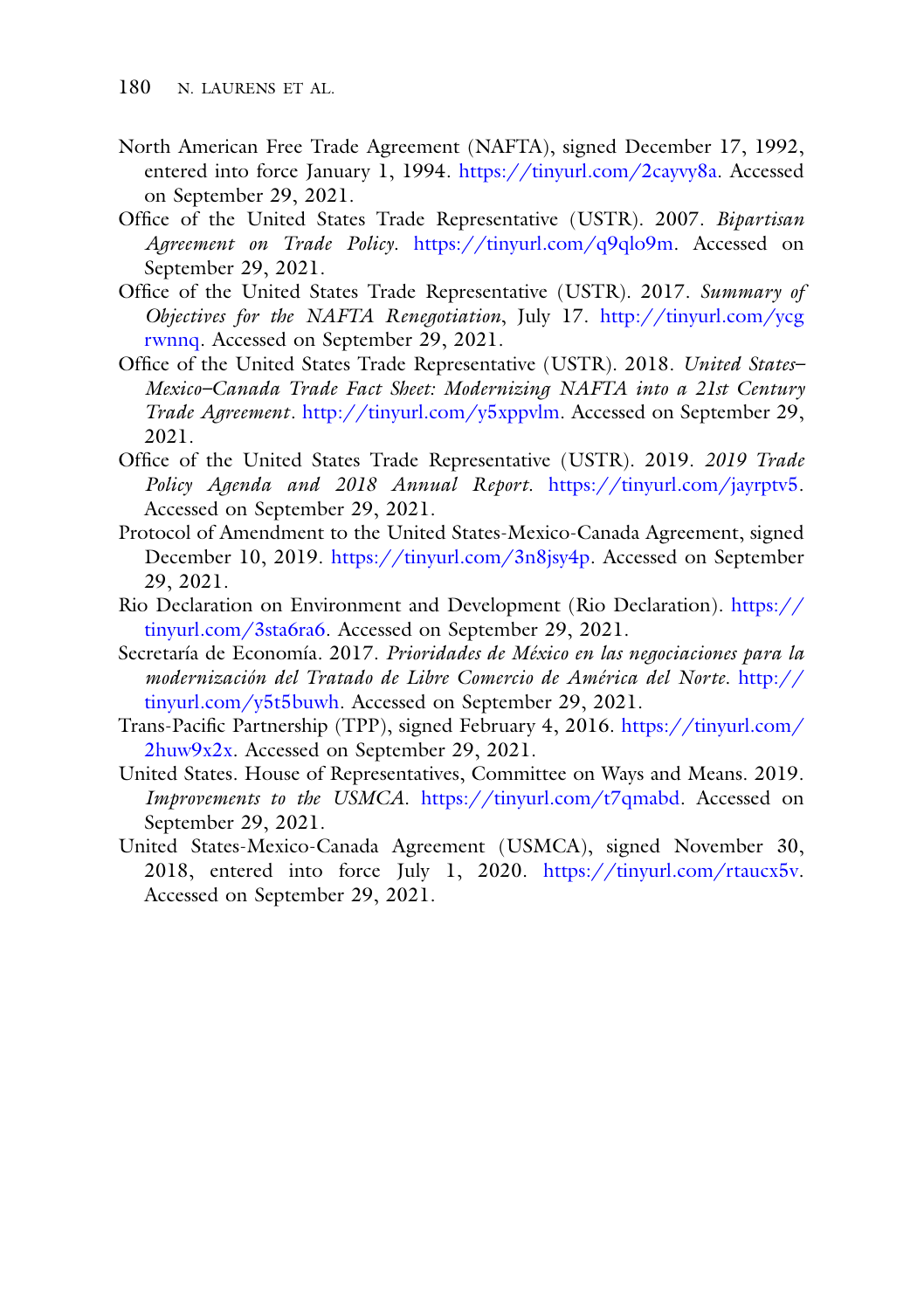North American Free Trade Agreement (NAFTA), signed December 17, 1992, entered into force January 1, 1994. https://tinyurl.com/2cayvy8a. Accessed on September 29, 2021.

Office of the United States Trade Representative (USTR). 2007. *Bipartisan Agreement on Trade Policy*. https://tinyurl.com/q9qlo9m. Accessed on September 29, 2021.

Office of the United States Trade Representative (USTR). 2017. *Summary of Objectives for the NAFTA Renegotiation*, July 17. http://tinyurl.com/ycgrwnnq. Accessed on September 29, 2021.

Office of the United States Trade Representative (USTR). 2018. *United States–Mexico–Canada Trade Fact Sheet: Modernizing NAFTA into a 21st Century Trade Agreement*. http://tinyurl.com/y5xppvlm. Accessed on September 29, 2021.

Office of the United States Trade Representative (USTR). 2019. *2019 Trade Policy Agenda and 2018 Annual Report*. https://tinyurl.com/jayrptv5. Accessed on September 29, 2021.

Protocol of Amendment to the United States-Mexico-Canada Agreement, signed December 10, 2019. https://tinyurl.com/3n8jsy4p. Accessed on September 29, 2021.

Rio Declaration on Environment and Development (Rio Declaration). https://tinyurl.com/3sta6ra6. Accessed on September 29, 2021.

Secretaría de Economía. 2017. *Prioridades de México en las negociaciones para la modernización del Tratado de Libre Comercio de América del Norte*. http://tinyurl.com/y5t5buwh. Accessed on September 29, 2021.

Trans-Pacific Partnership (TPP), signed February 4, 2016. https://tinyurl.com/2huw9x2x. Accessed on September 29, 2021.

United States. House of Representatives, Committee on Ways and Means. 2019. *Improvements to the USMCA*. https://tinyurl.com/t7qmabd. Accessed on September 29, 2021.

United States-Mexico-Canada Agreement (USMCA), signed November 30, 2018, entered into force July 1, 2020. https://tinyurl.com/rtaucx5v. Accessed on September 29, 2021.